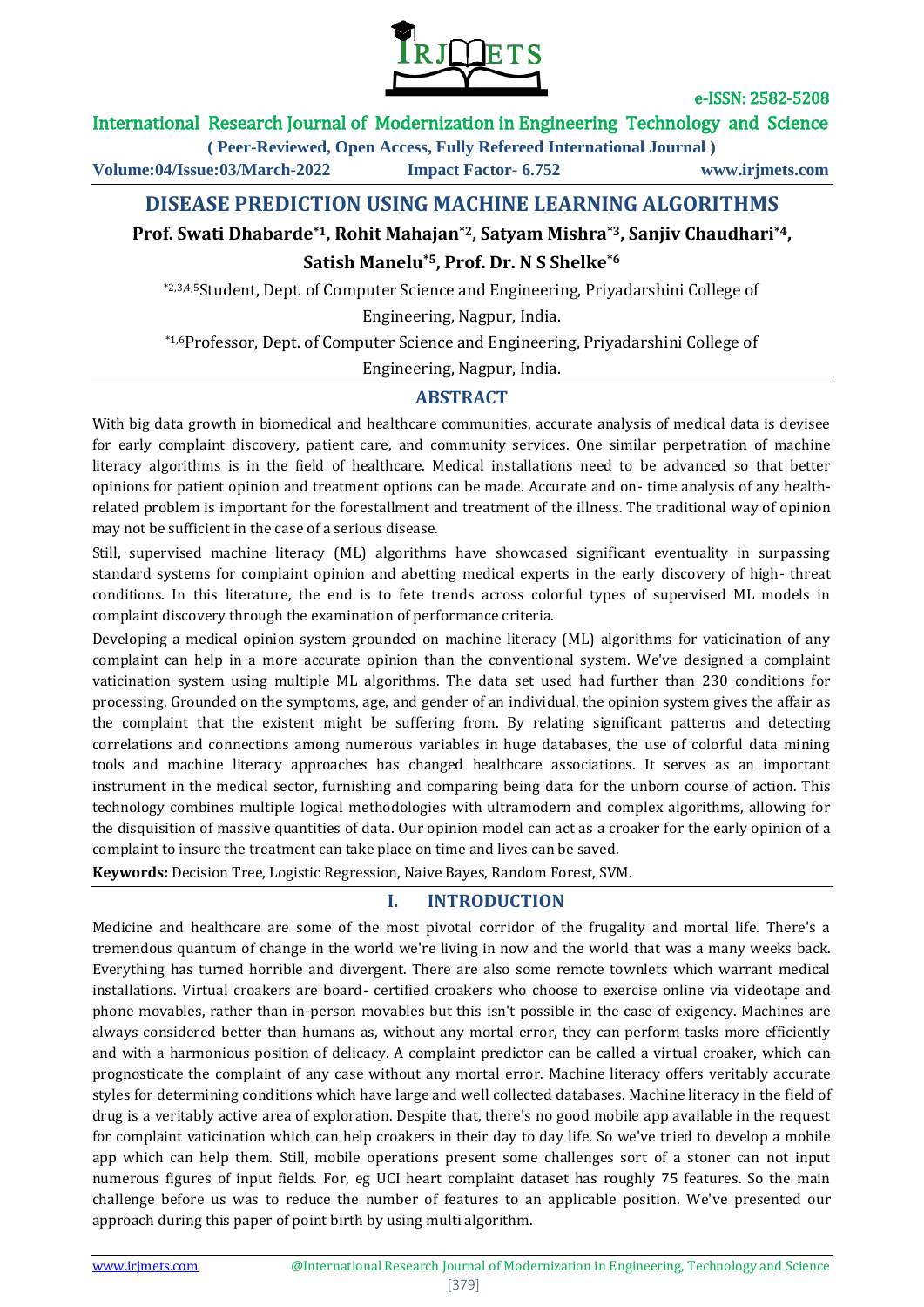# DISEASE PREDICTION USING MACHINE LEARNING ALGORITHMS

**Prof. Swati Dhabarde*[1], Rohit Mahajan*[2], Satyam Mishra*[3], Sanjiv Chaudhari*[4], Satish Manelu*[5], Prof. Dr. N S Shelke*[6]**

*[2,3,4,5]Student, Dept. of Computer Science and Engineering, Priyadarshini College of Engineering, Nagpur, India.

*[1,6]Professor, Dept. of Computer Science and Engineering, Priyadarshini College of Engineering, Nagpur, India.

## ABSTRACT

With big data growth in biomedical and healthcare communities, accurate analysis of medical data is devisee for early complaint discovery, patient care, and community services. One similar perpetration of machine literacy algorithms is in the field of healthcare. Medical installations need to be advanced so that better opinions for patient opinion and treatment options can be made. Accurate and on- time analysis of any health-related problem is important for the forestallment and treatment of the illness. The traditional way of opinion may not be sufficient in the case of a serious disease.

Still, supervised machine literacy (ML) algorithms have showcased significant eventuality in surpassing standard systems for complaint opinion and abetting medical experts in the early discovery of high- threat conditions. In this literature, the end is to fete trends across colorful types of supervised ML models in complaint discovery through the examination of performance criteria.

Developing a medical opinion system grounded on machine literacy (ML) algorithms for vaticination of any complaint can help in a more accurate opinion than the conventional system. We've designed a complaint vaticination system using multiple ML algorithms. The data set used had further than 230 conditions for processing. Grounded on the symptoms, age, and gender of an individual, the opinion system gives the affair as the complaint that the existent might be suffering from. By relating significant patterns and detecting correlations and connections among numerous variables in huge databases, the use of colorful data mining tools and machine literacy approaches has changed healthcare associations. It serves as an important instrument in the medical sector, furnishing and comparing being data for the unborn course of action. This technology combines multiple logical methodologies with ultramodern and complex algorithms, allowing for the disquisition of massive quantities of data. Our opinion model can act as a croaker for the early opinion of a complaint to insure the treatment can take place on time and lives can be saved.

**Keywords:** Decision Tree, Logistic Regression, Naive Bayes, Random Forest, SVM.

## I. INTRODUCTION

Medicine and healthcare are some of the most pivotal corridor of the frugality and mortal life. There's a tremendous quantum of change in the world we're living in now and the world that was a many weeks back. Everything has turned horrible and divergent. There are also some remote townlets which warrant medical installations. Virtual croakers are board- certified croakers who choose to exercise online via videotape and phone movables, rather than in-person movables but this isn't possible in the case of exigency. Machines are always considered better than humans as, without any mortal error, they can perform tasks more efficiently and with a harmonious position of delicacy. A complaint predictor can be called a virtual croaker, which can prognosticate the complaint of any case without any mortal error. Machine literacy offers veritably accurate styles for determining conditions which have large and well collected databases. Machine literacy in the field of drug is a veritably active area of exploration. Despite that, there's no good mobile app available in the request for complaint vaticination which can help croakers in their day to day life. So we've tried to develop a mobile app which can help them. Still, mobile operations present some challenges sort of a stoner can not input numerous figures of input fields. For, eg UCI heart complaint dataset has roughly 75 features. So the main challenge before us was to reduce the number of features to an applicable position. We've presented our approach during this paper of point birth by using multi algorithm.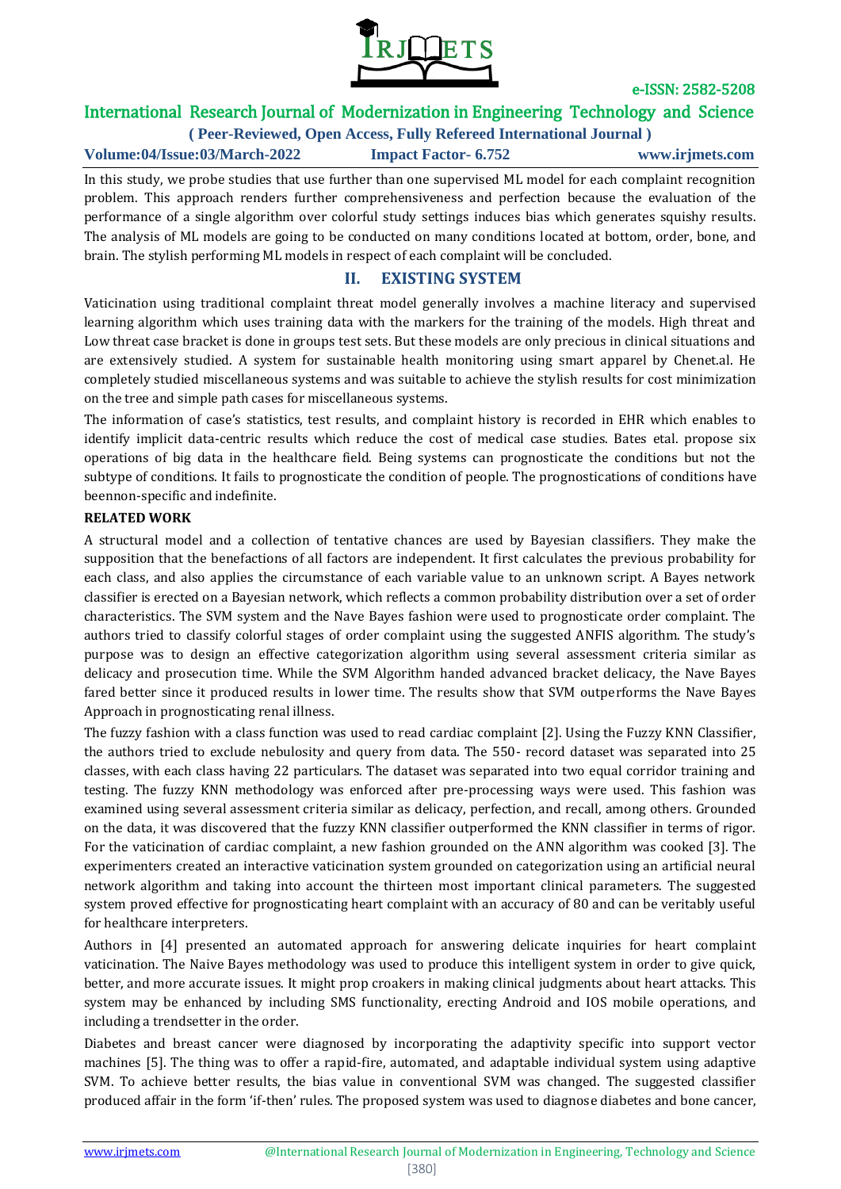In this study, we probe studies that use further than one supervised ML model for each complaint recognition problem. This approach renders further comprehensiveness and perfection because the evaluation of the performance of a single algorithm over colorful study settings induces bias which generates squishy results. The analysis of ML models are going to be conducted on many conditions located at bottom, order, bone, and brain. The stylish performing ML models in respect of each complaint will be concluded.

## II. EXISTING SYSTEM

Vaticination using traditional complaint threat model generally involves a machine literacy and supervised learning algorithm which uses training data with the markers for the training of the models. High threat and Low threat case bracket is done in groups test sets. But these models are only precious in clinical situations and are extensively studied. A system for sustainable health monitoring using smart apparel by Chenet.al. He completely studied miscellaneous systems and was suitable to achieve the stylish results for cost minimization on the tree and simple path cases for miscellaneous systems.

The information of case's statistics, test results, and complaint history is recorded in EHR which enables to identify implicit data-centric results which reduce the cost of medical case studies. Bates etal. propose six operations of big data in the healthcare field. Being systems can prognosticate the conditions but not the subtype of conditions. It fails to prognosticate the condition of people. The prognostications of conditions have beennon-specific and indefinite.

**RELATED WORK**

A structural model and a collection of tentative chances are used by Bayesian classifiers. They make the supposition that the benefactions of all factors are independent. It first calculates the previous probability for each class, and also applies the circumstance of each variable value to an unknown script. A Bayes network classifier is erected on a Bayesian network, which reflects a common probability distribution over a set of order characteristics. The SVM system and the Nave Bayes fashion were used to prognosticate order complaint. The authors tried to classify colorful stages of order complaint using the suggested ANFIS algorithm. The study's purpose was to design an effective categorization algorithm using several assessment criteria similar as delicacy and prosecution time. While the SVM Algorithm handed advanced bracket delicacy, the Nave Bayes fared better since it produced results in lower time. The results show that SVM outperforms the Nave Bayes Approach in prognosticating renal illness.

The fuzzy fashion with a class function was used to read cardiac complaint [2]. Using the Fuzzy KNN Classifier, the authors tried to exclude nebulosity and query from data. The 550- record dataset was separated into 25 classes, with each class having 22 particulars. The dataset was separated into two equal corridor training and testing. The fuzzy KNN methodology was enforced after pre-processing ways were used. This fashion was examined using several assessment criteria similar as delicacy, perfection, and recall, among others. Grounded on the data, it was discovered that the fuzzy KNN classifier outperformed the KNN classifier in terms of rigor. For the vaticination of cardiac complaint, a new fashion grounded on the ANN algorithm was cooked [3]. The experimenters created an interactive vaticination system grounded on categorization using an artificial neural network algorithm and taking into account the thirteen most important clinical parameters. The suggested system proved effective for prognosticating heart complaint with an accuracy of 80 and can be veritably useful for healthcare interpreters.

Authors in [4] presented an automated approach for answering delicate inquiries for heart complaint vaticination. The Naive Bayes methodology was used to produce this intelligent system in order to give quick, better, and more accurate issues. It might prop croakers in making clinical judgments about heart attacks. This system may be enhanced by including SMS functionality, erecting Android and IOS mobile operations, and including a trendsetter in the order.

Diabetes and breast cancer were diagnosed by incorporating the adaptivity specific into support vector machines [5]. The thing was to offer a rapid-fire, automated, and adaptable individual system using adaptive SVM. To achieve better results, the bias value in conventional SVM was changed. The suggested classifier produced affair in the form 'if-then' rules. The proposed system was used to diagnose diabetes and bone cancer,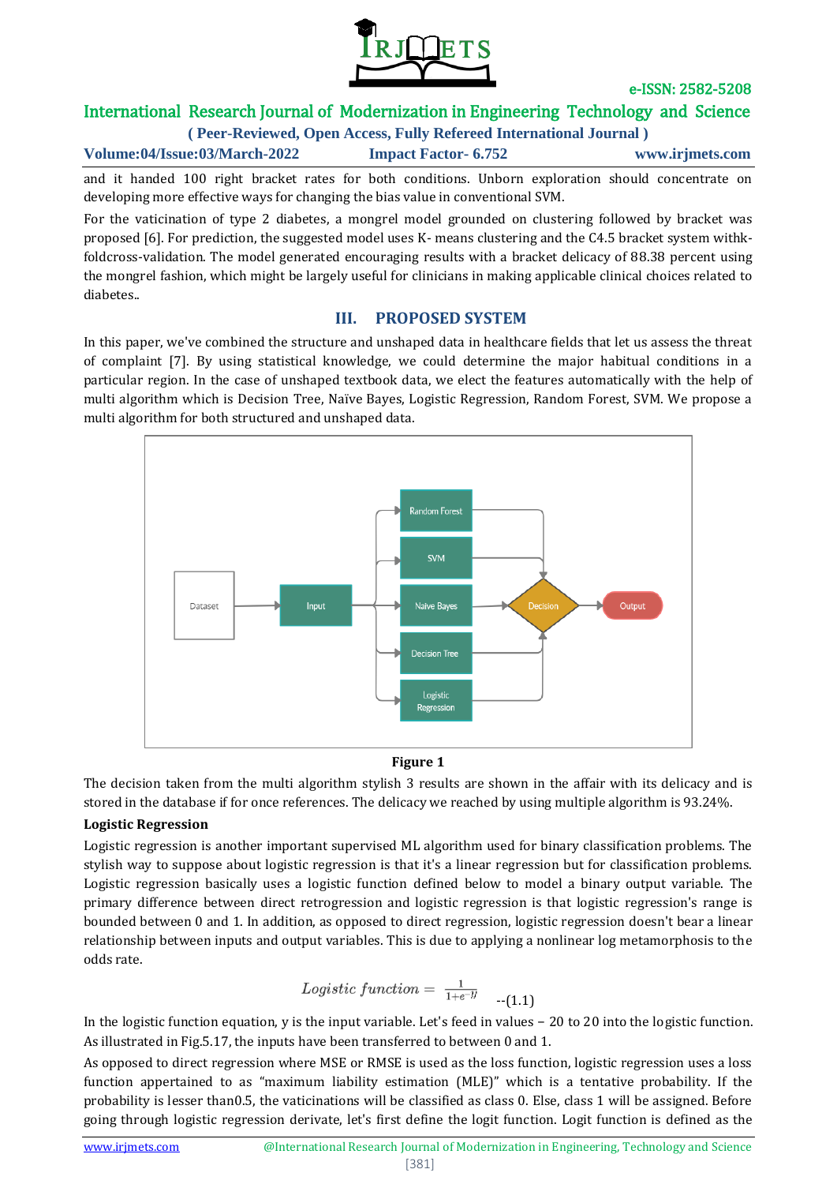and it handed 100 right bracket rates for both conditions. Unborn exploration should concentrate on developing more effective ways for changing the bias value in conventional SVM.

For the vaticination of type 2 diabetes, a mongrel model grounded on clustering followed by bracket was proposed [6]. For prediction, the suggested model uses K- means clustering and the C4.5 bracket system withk-foldcross-validation. The model generated encouraging results with a bracket delicacy of 88.38 percent using the mongrel fashion, which might be largely useful for clinicians in making applicable clinical choices related to diabetes..

## III. PROPOSED SYSTEM

In this paper, we've combined the structure and unshaped data in healthcare fields that let us assess the threat of complaint [7]. By using statistical knowledge, we could determine the major habitual conditions in a particular region. In the case of unshaped textbook data, we elect the features automatically with the help of multi algorithm which is Decision Tree, Naïve Bayes, Logistic Regression, Random Forest, SVM. We propose a multi algorithm for both structured and unshaped data.

**Figure 1**

The decision taken from the multi algorithm stylish 3 results are shown in the affair with its delicacy and is stored in the database if for once references. The delicacy we reached by using multiple algorithm is 93.24%.

### Logistic Regression

Logistic regression is another important supervised ML algorithm used for binary classification problems. The stylish way to suppose about logistic regression is that it's a linear regression but for classification problems. Logistic regression basically uses a logistic function defined below to model a binary output variable. The primary difference between direct retrogression and logistic regression is that logistic regression's range is bounded between 0 and 1. In addition, as opposed to direct regression, logistic regression doesn't bear a linear relationship between inputs and output variables. This is due to applying a nonlinear log metamorphosis to the odds rate.

$$Logistic\ function = \frac{1}{1+e^{-y}} \quad \text{--(1.1)}$$

In the logistic function equation, y is the input variable. Let's feed in values – 20 to 20 into the logistic function. As illustrated in Fig.5.17, the inputs have been transferred to between 0 and 1.

As opposed to direct regression where MSE or RMSE is used as the loss function, logistic regression uses a loss function appertained to as "maximum liability estimation (MLE)" which is a tentative probability. If the probability is lesser than0.5, the vaticinations will be classified as class 0. Else, class 1 will be assigned. Before going through logistic regression derivate, let's first define the logit function. Logit function is defined as the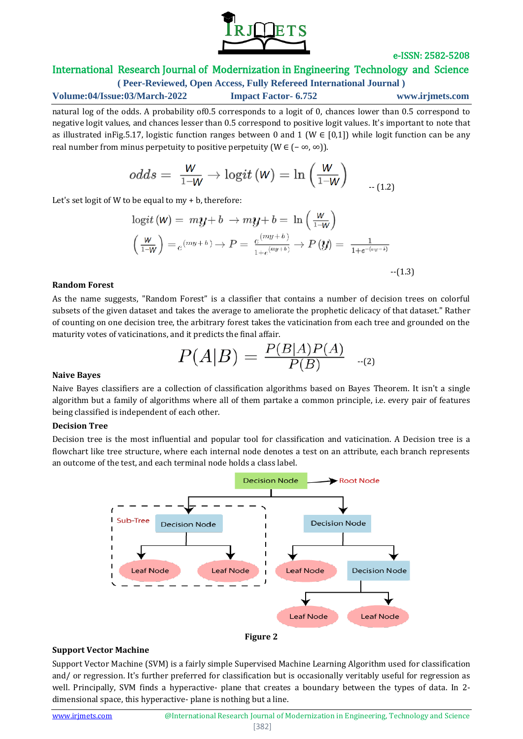natural log of the odds. A probability of0.5 corresponds to a logit of 0, chances lower than 0.5 correspond to negative logit values, and chances lesser than 0.5 correspond to positive logit values. It's important to note that as illustrated inFig.5.17, logistic function ranges between 0 and 1 (W ∈ [0,1]) while logit function can be any real number from minus perpetuity to positive perpetuity (W ∈ (– ∞, ∞)).

$$odds = \frac{W}{1-W} \rightarrow \text{logit}(W) = \ln\left(\frac{W}{1-W}\right) \quad \text{-- (1.2)}$$

Let's set logit of W to be equal to my + b, therefore:

$$\text{logit}(W) = my + b \rightarrow my + b = \ln\left(\frac{W}{1-W}\right)$$

$$\left(\frac{W}{1-W}\right) = e^{(my+b)} \rightarrow P = \frac{e^{(my+b)}}{1+e^{(my+b)}} \rightarrow P(y) = \frac{1}{1+e^{-(ay-b)}}$$

--(1.3)

**Random Forest**

As the name suggests, "Random Forest" is a classifier that contains a number of decision trees on colorful subsets of the given dataset and takes the average to ameliorate the prophetic delicacy of that dataset." Rather of counting on one decision tree, the arbitrary forest takes the vaticination from each tree and grounded on the maturity votes of vaticinations, and it predicts the final affair.

$$P(A|B) = \frac{P(B|A)P(A)}{P(B)} \quad \text{--(2)}$$

**Naive Bayes**

Naive Bayes classifiers are a collection of classification algorithms based on Bayes Theorem. It isn't a single algorithm but a family of algorithms where all of them partake a common principle, i.e. every pair of features being classified is independent of each other.

**Decision Tree**

Decision tree is the most influential and popular tool for classification and vaticination. A Decision tree is a flowchart like tree structure, where each internal node denotes a test on an attribute, each branch represents an outcome of the test, and each terminal node holds a class label.

**Figure 2**

**Support Vector Machine**

Support Vector Machine (SVM) is a fairly simple Supervised Machine Learning Algorithm used for classification and/ or regression. It's further preferred for classification but is occasionally veritably useful for regression as well. Principally, SVM finds a hyperactive- plane that creates a boundary between the types of data. In 2-dimensional space, this hyperactive- plane is nothing but a line.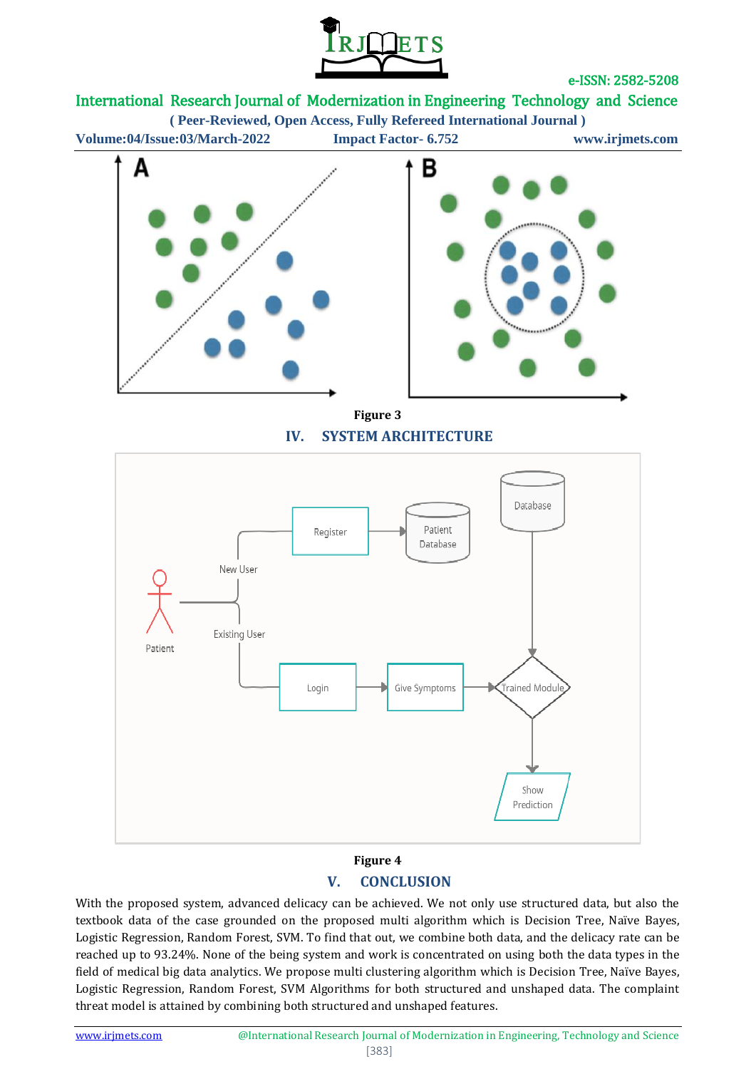Figure 3

## IV. SYSTEM ARCHITECTURE

Figure 4

## V. CONCLUSION

With the proposed system, advanced delicacy can be achieved. We not only use structured data, but also the textbook data of the case grounded on the proposed multi algorithm which is Decision Tree, Naïve Bayes, Logistic Regression, Random Forest, SVM. To find that out, we combine both data, and the delicacy rate can be reached up to 93.24%. None of the being system and work is concentrated on using both the data types in the field of medical big data analytics. We propose multi clustering algorithm which is Decision Tree, Naïve Bayes, Logistic Regression, Random Forest, SVM Algorithms for both structured and unshaped data. The complaint threat model is attained by combining both structured and unshaped features.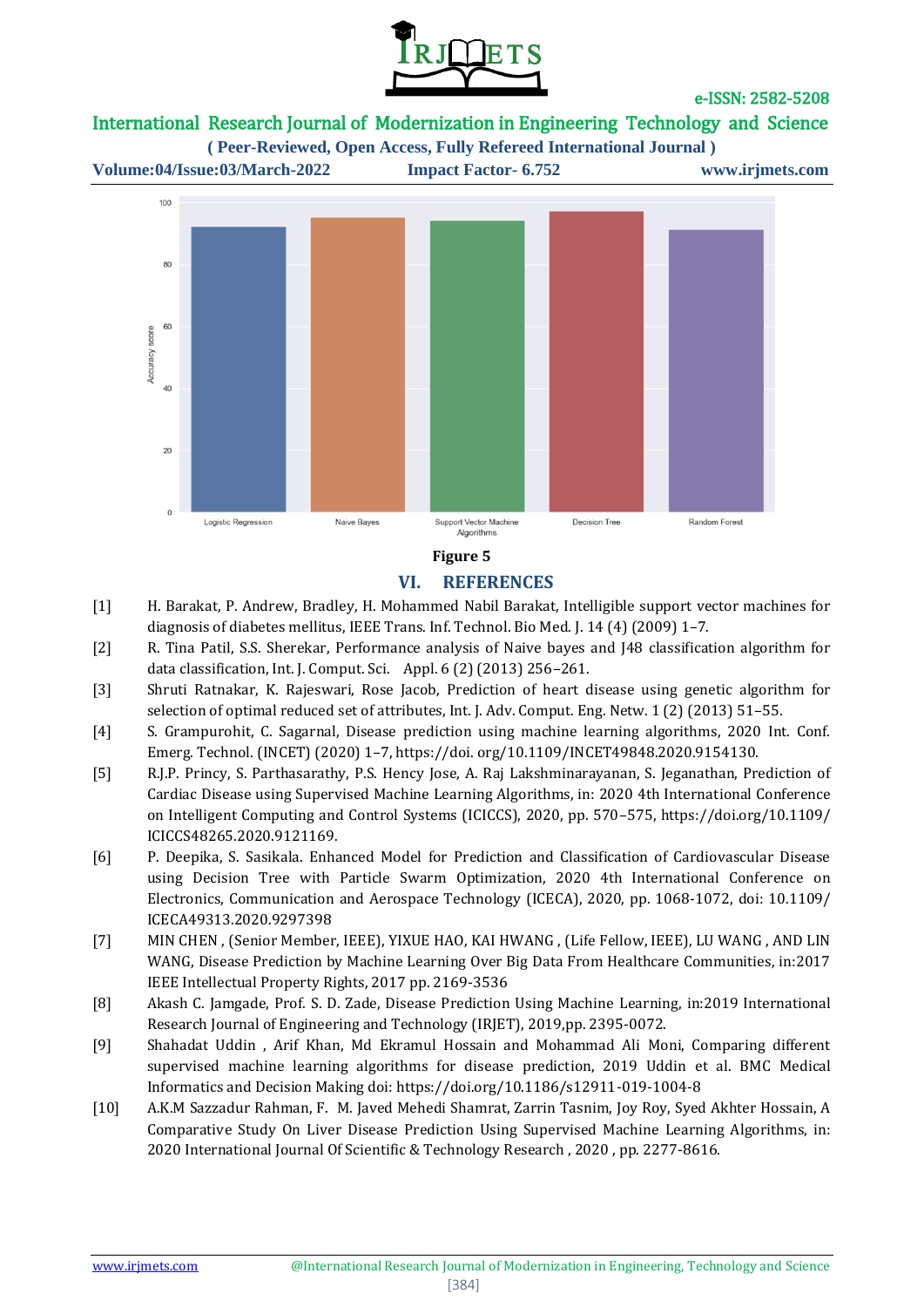100

80

60

40

20

0

Accuracy score

Logistic Regression

Naive Bayes

Support Vector Machine Algorithms

Decision Tree

Random Forest

**Figure 5**

## VI. REFERENCES

[1] H. Barakat, P. Andrew, Bradley, H. Mohammed Nabil Barakat, Intelligible support vector machines for diagnosis of diabetes mellitus, IEEE Trans. Inf. Technol. Bio Med. J. 14 (4) (2009) 1–7.

[2] R. Tina Patil, S.S. Sherekar, Performance analysis of Naive bayes and J48 classification algorithm for data classification, Int. J. Comput. Sci. Appl. 6 (2) (2013) 256–261.

[3] Shruti Ratnakar, K. Rajeswari, Rose Jacob, Prediction of heart disease using genetic algorithm for selection of optimal reduced set of attributes, Int. J. Adv. Comput. Eng. Netw. 1 (2) (2013) 51–55.

[4] S. Grampurohit, C. Sagarnal, Disease prediction using machine learning algorithms, 2020 Int. Conf. Emerg. Technol. (INCET) (2020) 1–7, https://doi. org/10.1109/INCET49848.2020.9154130.

[5] R.J.P. Princy, S. Parthasarathy, P.S. Hency Jose, A. Raj Lakshminarayanan, S. Jeganathan, Prediction of Cardiac Disease using Supervised Machine Learning Algorithms, in: 2020 4th International Conference on Intelligent Computing and Control Systems (ICICCS), 2020, pp. 570–575, https://doi.org/10.1109/ICICCS48265.2020.9121169.

[6] P. Deepika, S. Sasikala. Enhanced Model for Prediction and Classification of Cardiovascular Disease using Decision Tree with Particle Swarm Optimization, 2020 4th International Conference on Electronics, Communication and Aerospace Technology (ICECA), 2020, pp. 1068-1072, doi: 10.1109/ICECA49313.2020.9297398

[7] MIN CHEN , (Senior Member, IEEE), YIXUE HAO, KAI HWANG , (Life Fellow, IEEE), LU WANG , AND LIN WANG, Disease Prediction by Machine Learning Over Big Data From Healthcare Communities, in:2017 IEEE Intellectual Property Rights, 2017 pp. 2169-3536

[8] Akash C. Jamgade, Prof. S. D. Zade, Disease Prediction Using Machine Learning, in:2019 International Research Journal of Engineering and Technology (IRJET), 2019,pp. 2395-0072.

[9] Shahadat Uddin , Arif Khan, Md Ekramul Hossain and Mohammad Ali Moni, Comparing different supervised machine learning algorithms for disease prediction, 2019 Uddin et al. BMC Medical Informatics and Decision Making doi: https://doi.org/10.1186/s12911-019-1004-8

[10] A.K.M Sazzadur Rahman, F. M. Javed Mehedi Shamrat, Zarrin Tasnim, Joy Roy, Syed Akhter Hossain, A Comparative Study On Liver Disease Prediction Using Supervised Machine Learning Algorithms, in: 2020 International Journal Of Scientific & Technology Research , 2020 , pp. 2277-8616.